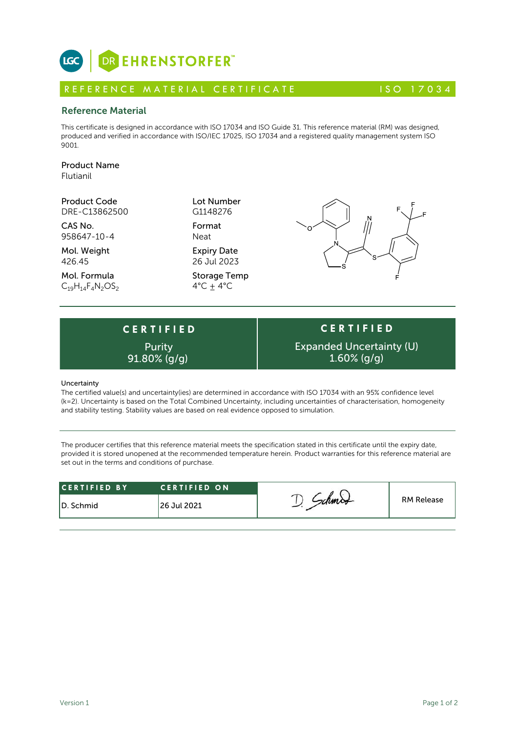# REFERENCE MATERIAL CERTIFICATE — ISO 17034

## Reference Material

This certificate is designed in accordance with ISO 17034 and ISO Guide 31. This reference material (RM) was designed, produced and verified in accordance with ISO/IEC 17025, ISO 17034 and a registered quality management system ISO 9001.

**Product Name**
Flutianil

**Product Code**
DRE-C13862500

**CAS No.**
958647-10-4

**Mol. Weight**
426.45

**Mol. Formula**
$C_{19}H_{14}F_4N_2OS_2$

**Lot Number**
G1148276

**Format**
Neat

**Expiry Date**
26 Jul 2023

**Storage Temp**
4°C ± 4°C

| CERTIFIED | CERTIFIED |
|---|---|
| Purity 91.80% (g/g) | Expanded Uncertainty (U) 1.60% (g/g) |

**Uncertainty**
The certified value(s) and uncertainty(ies) are determined in accordance with ISO 17034 with an 95% confidence level (k=2). Uncertainty is based on the Total Combined Uncertainty, including uncertainties of characterisation, homogeneity and stability testing. Stability values are based on real evidence opposed to simulation.

The producer certifies that this reference material meets the specification stated in this certificate until the expiry date, provided it is stored unopened at the recommended temperature herein. Product warranties for this reference material are set out in the terms and conditions of purchase.

| CERTIFIED BY | CERTIFIED ON | | |
|---|---|---|---|
| D. Schmid | 26 Jul 2021 | D. Schmid | RM Release |

Version 1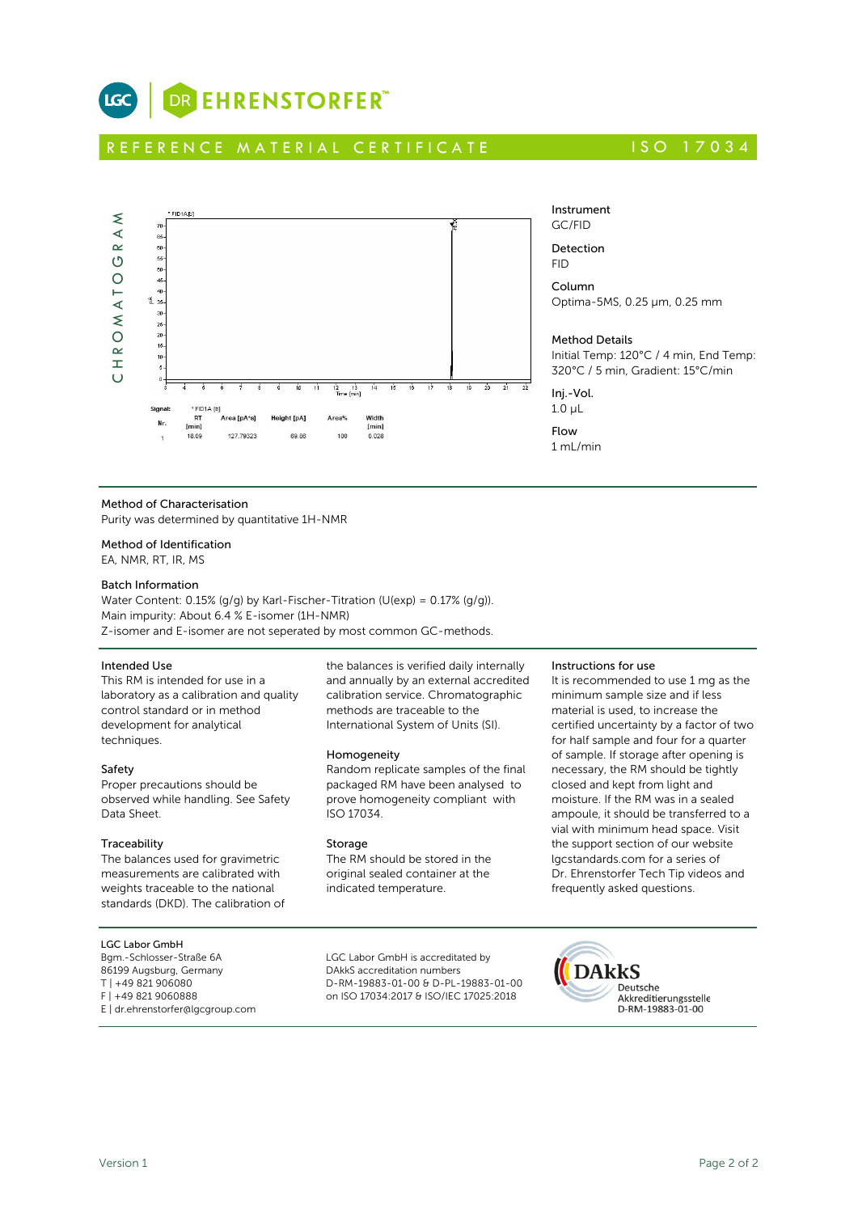# REFERENCE MATERIAL CERTIFICATE

ISO 17034

## CHROMATOGRAM

*FID1A [b]

Time [min]

Signal: *FID1A [b]

| Nr. | RT [min] | Area [pA*s] | Height [pA] | Area% | Width [min] |
|---|---|---|---|---|---|
| 1 | 18.09 | 127.79323 | 69.86 | 100 | 0.028 |

**Instrument**
GC/FID

**Detection**
FID

**Column**
Optima-5MS, 0.25 µm, 0.25 mm

**Method Details**
Initial Temp: 120°C / 4 min, End Temp: 320°C / 5 min, Gradient: 15°C/min

**Inj.-Vol.**
1.0 µL

**Flow**
1 mL/min

---

**Method of Characterisation**
Purity was determined by quantitative 1H-NMR

**Method of Identification**
EA, NMR, RT, IR, MS

**Batch Information**
Water Content: 0.15% (g/g) by Karl-Fischer-Titration (U(exp) = 0.17% (g/g)).
Main impurity: About 6.4 % E-isomer (1H-NMR)
Z-isomer and E-isomer are not seperated by most common GC-methods.

---

**Intended Use**
This RM is intended for use in a laboratory as a calibration and quality control standard or in method development for analytical techniques.

**Safety**
Proper precautions should be observed while handling. See Safety Data Sheet.

**Traceability**
The balances used for gravimetric measurements are calibrated with weights traceable to the national standards (DKD). The calibration of the balances is verified daily internally and annually by an external accredited calibration service. Chromatographic methods are traceable to the International System of Units (SI).

**Homogeneity**
Random replicate samples of the final packaged RM have been analysed to prove homogeneity compliant with ISO 17034.

**Storage**
The RM should be stored in the original sealed container at the indicated temperature.

**Instructions for use**
It is recommended to use 1 mg as the minimum sample size and if less material is used, to increase the certified uncertainty by a factor of two for half sample and four for a quarter of sample. If storage after opening is necessary, the RM should be tightly closed and kept from light and moisture. If the RM was in a sealed ampoule, it should be transferred to a vial with minimum head space. Visit the support section of our website lgcstandards.com for a series of Dr. Ehrenstorfer Tech Tip videos and frequently asked questions.

---

LGC Labor GmbH
Bgm.-Schlosser-Straße 6A
86199 Augsburg, Germany
T | +49 821 906080
F | +49 821 9060888
E | dr.ehrenstorfer@lgcgroup.com

LGC Labor GmbH is accredited by DAkkS accreditation numbers D-RM-19883-01-00 & D-PL-19883-01-00 on ISO 17034:2017 & ISO/IEC 17025:2018

DAkkS Deutsche Akkreditierungsstelle D-RM-19883-01-00

Version 1